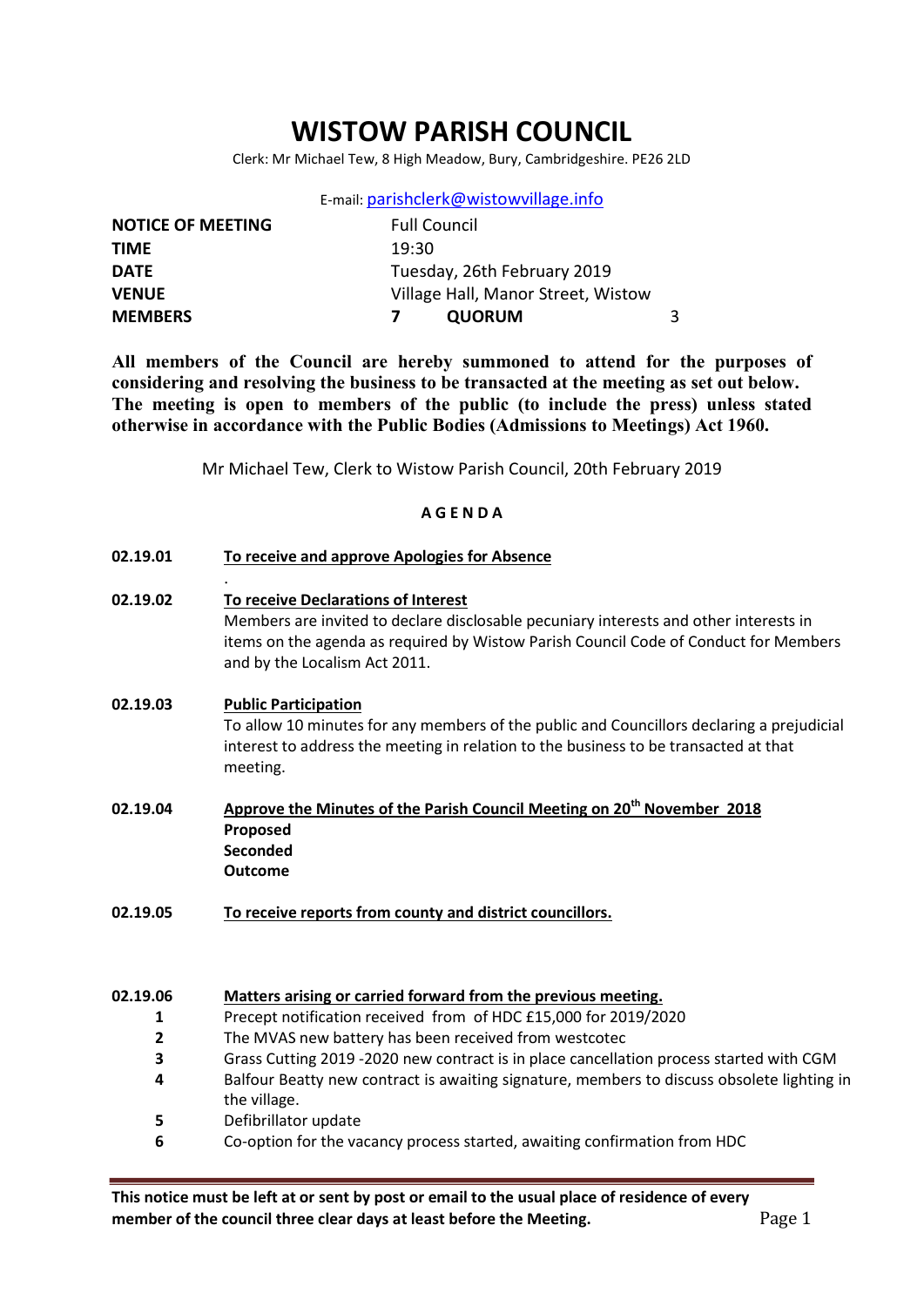# WISTOW PARISH COUNCIL

Clerk: Mr Michael Tew, 8 High Meadow, Bury, Cambridgeshire. PE26 2LD

E-mail: parishclerk@wistowvillage.info

| | | | |
|---|---|---|---|
| **NOTICE OF MEETING** | Full Council | | |
| **TIME** | 19:30 | | |
| **DATE** | Tuesday, 26th February 2019 | | |
| **VENUE** | Village Hall, Manor Street, Wistow | | |
| **MEMBERS** | **7** | **QUORUM** | 3 |

**All members of the Council are hereby summoned to attend for the purposes of considering and resolving the business to be transacted at the meeting as set out below. The meeting is open to members of the public (to include the press) unless stated otherwise in accordance with the Public Bodies (Admissions to Meetings) Act 1960.**

Mr Michael Tew, Clerk to Wistow Parish Council, 20th February 2019

**A G E N D A**

**02.19.01** **To receive and approve Apologies for Absence**

.

**02.19.02** **To receive Declarations of Interest**

Members are invited to declare disclosable pecuniary interests and other interests in items on the agenda as required by Wistow Parish Council Code of Conduct for Members and by the Localism Act 2011.

**02.19.03** **Public Participation**

To allow 10 minutes for any members of the public and Councillors declaring a prejudicial interest to address the meeting in relation to the business to be transacted at that meeting.

**02.19.04** **Approve the Minutes of the Parish Council Meeting on 20th November 2018**

**Proposed**
**Seconded**
**Outcome**

**02.19.05** **To receive reports from county and district councillors.**

**02.19.06** **Matters arising or carried forward from the previous meeting.**

1. Precept notification received from of HDC £15,000 for 2019/2020
2. The MVAS new battery has been received from westcotec
3. Grass Cutting 2019 -2020 new contract is in place cancellation process started with CGM
4. Balfour Beatty new contract is awaiting signature, members to discuss obsolete lighting in the village.
5. Defibrillator update
6. Co-option for the vacancy process started, awaiting confirmation from HDC

**This notice must be left at or sent by post or email to the usual place of residence of every member of the council three clear days at least before the Meeting.**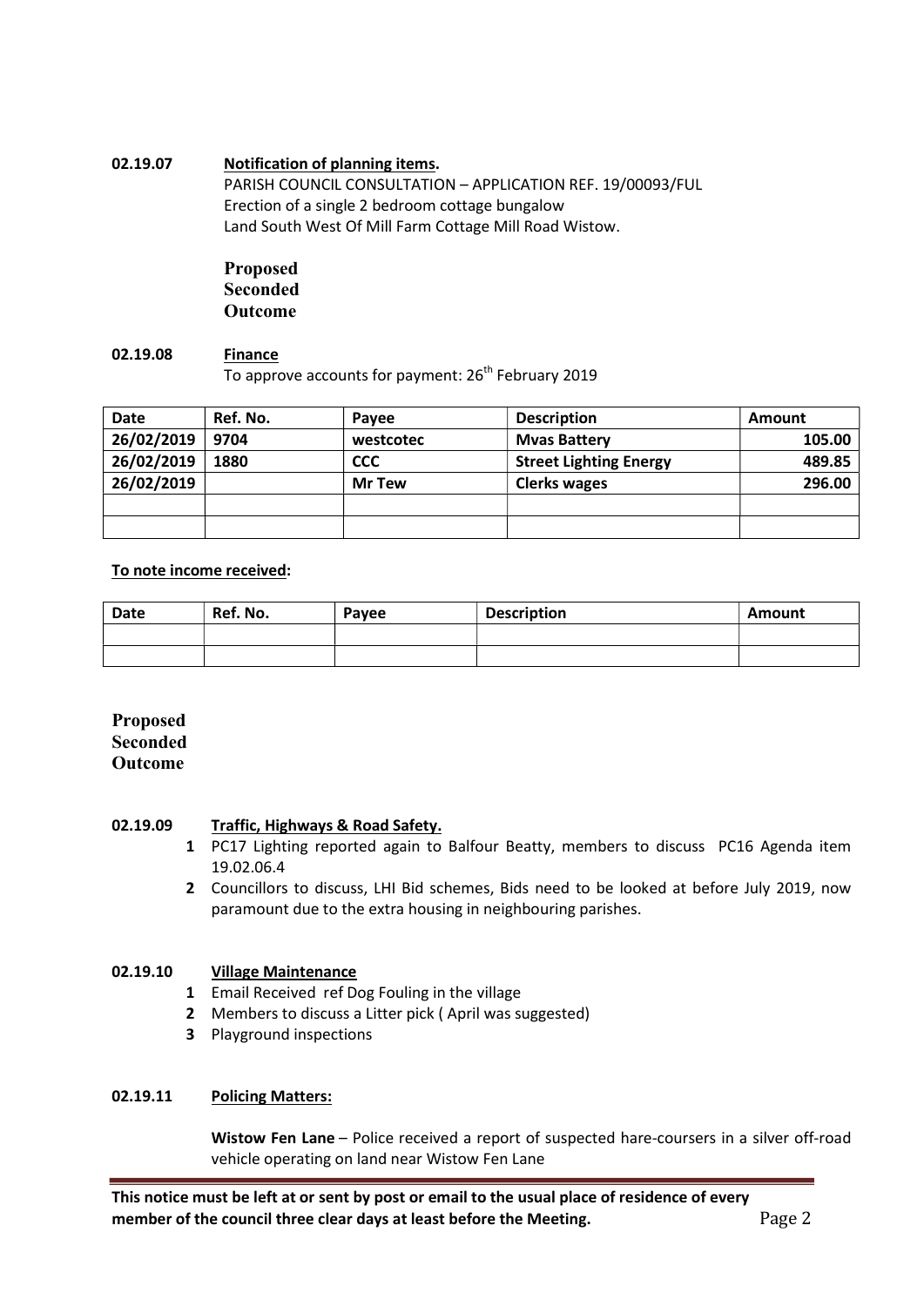**02.19.07 Notification of planning items.**

PARISH COUNCIL CONSULTATION – APPLICATION REF. 19/00093/FUL
Erection of a single 2 bedroom cottage bungalow
Land South West Of Mill Farm Cottage Mill Road Wistow.

**Proposed**
**Seconded**
**Outcome**

**02.19.08 Finance**

To approve accounts for payment: 26th February 2019

| Date | Ref. No. | Payee | Description | Amount |
|---|---|---|---|---|
| 26/02/2019 | 9704 | westcotec | Mvas Battery | 105.00 |
| 26/02/2019 | 1880 | CCC | Street Lighting Energy | 489.85 |
| 26/02/2019 | | Mr Tew | Clerks wages | 296.00 |
| | | | | |
| | | | | |

**To note income received:**

| Date | Ref. No. | Payee | Description | Amount |
|---|---|---|---|---|
| | | | | |
| | | | | |

**Proposed**
**Seconded**
**Outcome**

**02.19.09 Traffic, Highways & Road Safety.**

1. PC17 Lighting reported again to Balfour Beatty, members to discuss PC16 Agenda item 19.02.06.4
2. Councillors to discuss, LHI Bid schemes, Bids need to be looked at before July 2019, now paramount due to the extra housing in neighbouring parishes.

**02.19.10 Village Maintenance**

1. Email Received ref Dog Fouling in the village
2. Members to discuss a Litter pick ( April was suggested)
3. Playground inspections

**02.19.11 Policing Matters:**

**Wistow Fen Lane** – Police received a report of suspected hare-coursers in a silver off-road vehicle operating on land near Wistow Fen Lane

**This notice must be left at or sent by post or email to the usual place of residence of every member of the council three clear days at least before the Meeting.**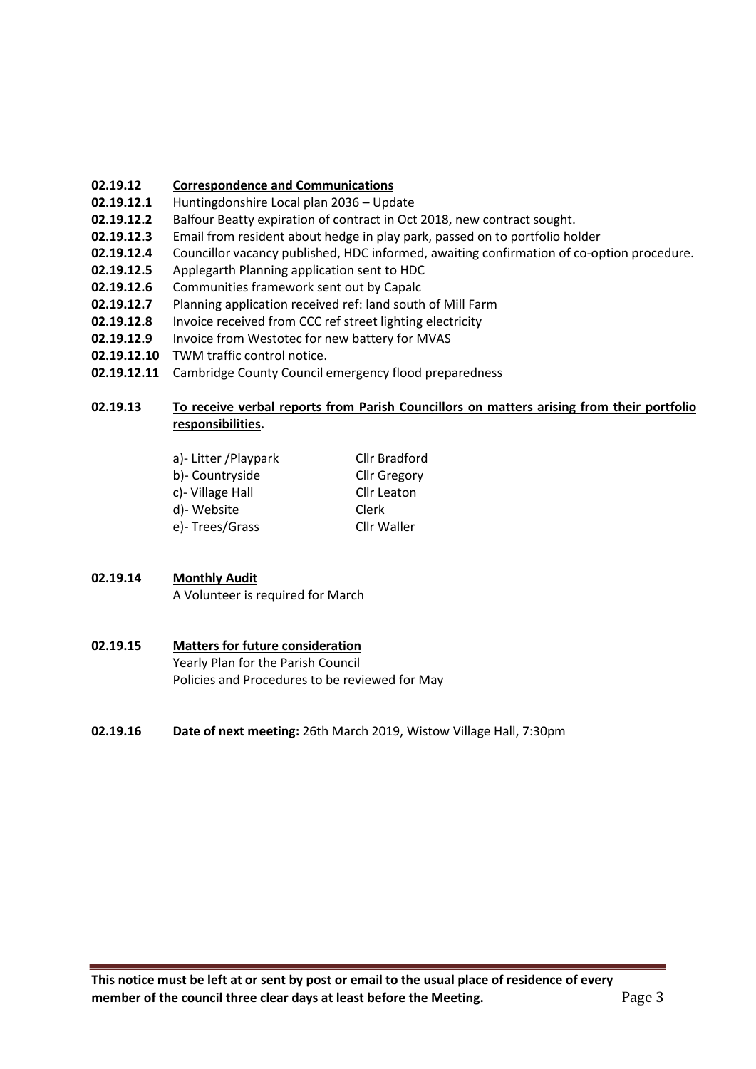**02.19.12 Correspondence and Communications**

**02.19.12.1** Huntingdonshire Local plan 2036 – Update

**02.19.12.2** Balfour Beatty expiration of contract in Oct 2018, new contract sought.

**02.19.12.3** Email from resident about hedge in play park, passed on to portfolio holder

**02.19.12.4** Councillor vacancy published, HDC informed, awaiting confirmation of co-option procedure.

**02.19.12.5** Applegarth Planning application sent to HDC

**02.19.12.6** Communities framework sent out by Capalc

**02.19.12.7** Planning application received ref: land south of Mill Farm

**02.19.12.8** Invoice received from CCC ref street lighting electricity

**02.19.12.9** Invoice from Westotec for new battery for MVAS

**02.19.12.10** TWM traffic control notice.

**02.19.12.11** Cambridge County Council emergency flood preparedness

**02.19.13 To receive verbal reports from Parish Councillors on matters arising from their portfolio responsibilities.**

| | |
|---|---|
| a)- Litter /Playpark | Cllr Bradford |
| b)- Countryside | Cllr Gregory |
| c)- Village Hall | Cllr Leaton |
| d)- Website | Clerk |
| e)- Trees/Grass | Cllr Waller |

**02.19.14 Monthly Audit**

A Volunteer is required for March

**02.19.15 Matters for future consideration**

Yearly Plan for the Parish Council

Policies and Procedures to be reviewed for May

**02.19.16 Date of next meeting:** 26th March 2019, Wistow Village Hall, 7:30pm

**This notice must be left at or sent by post or email to the usual place of residence of every member of the council three clear days at least before the Meeting.**